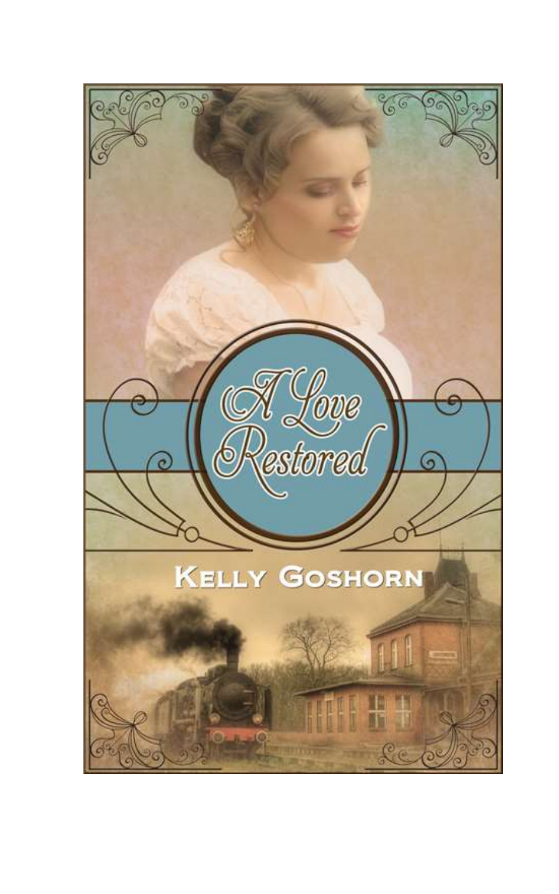# A Love Restored

KELLY GOSHORN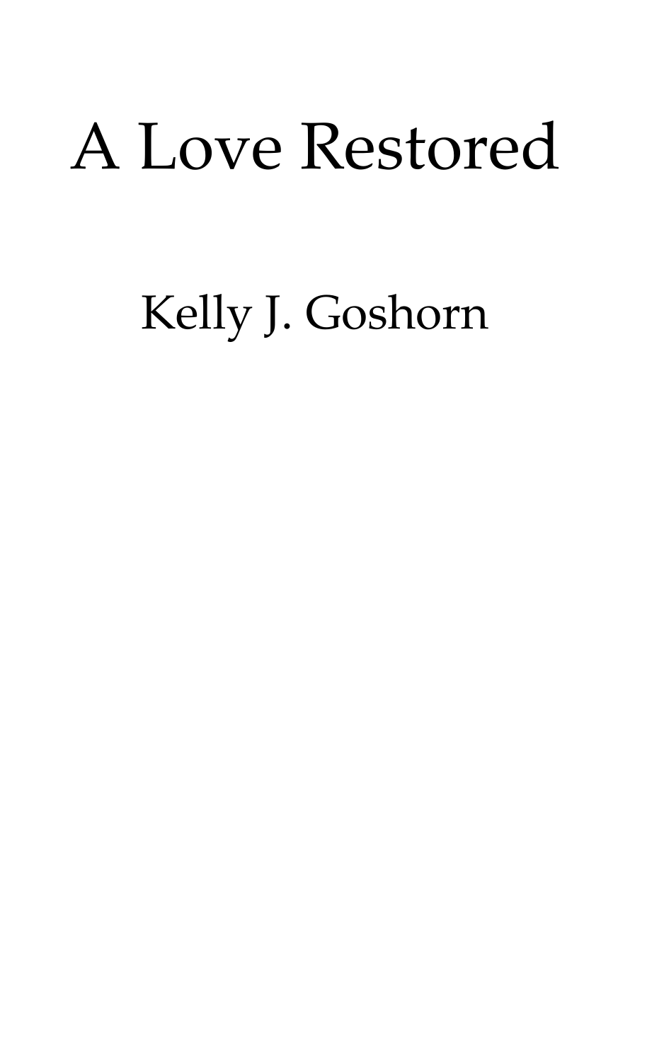# A Love Restored

Kelly J. Goshorn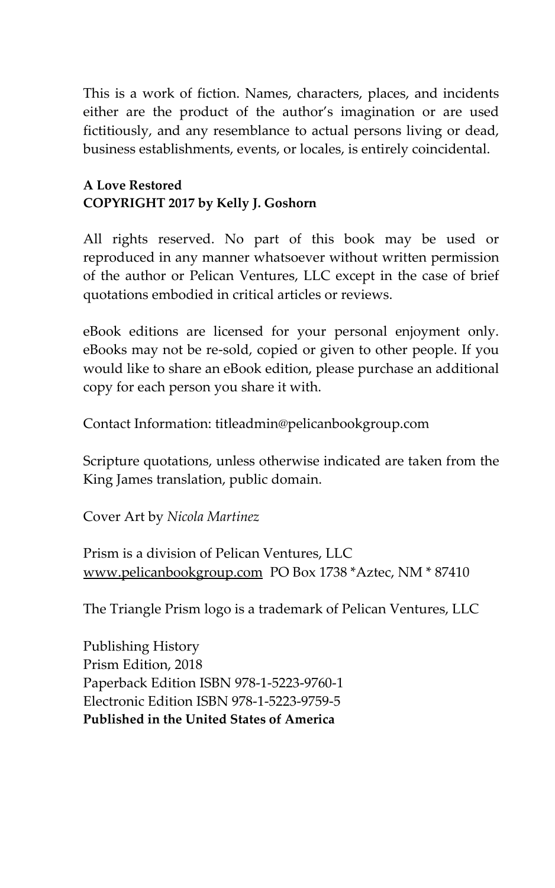This is a work of fiction. Names, characters, places, and incidents either are the product of the author's imagination or are used fictitiously, and any resemblance to actual persons living or dead, business establishments, events, or locales, is entirely coincidental.

**A Love Restored**
**COPYRIGHT 2017 by Kelly J. Goshorn**

All rights reserved. No part of this book may be used or reproduced in any manner whatsoever without written permission of the author or Pelican Ventures, LLC except in the case of brief quotations embodied in critical articles or reviews.

eBook editions are licensed for your personal enjoyment only. eBooks may not be re-sold, copied or given to other people. If you would like to share an eBook edition, please purchase an additional copy for each person you share it with.

Contact Information: titleadmin@pelicanbookgroup.com

Scripture quotations, unless otherwise indicated are taken from the King James translation, public domain.

Cover Art by *Nicola Martinez*

Prism is a division of Pelican Ventures, LLC
www.pelicanbookgroup.com PO Box 1738 *Aztec, NM * 87410

The Triangle Prism logo is a trademark of Pelican Ventures, LLC

Publishing History
Prism Edition, 2018
Paperback Edition ISBN 978-1-5223-9760-1
Electronic Edition ISBN 978-1-5223-9759-5
**Published in the United States of America**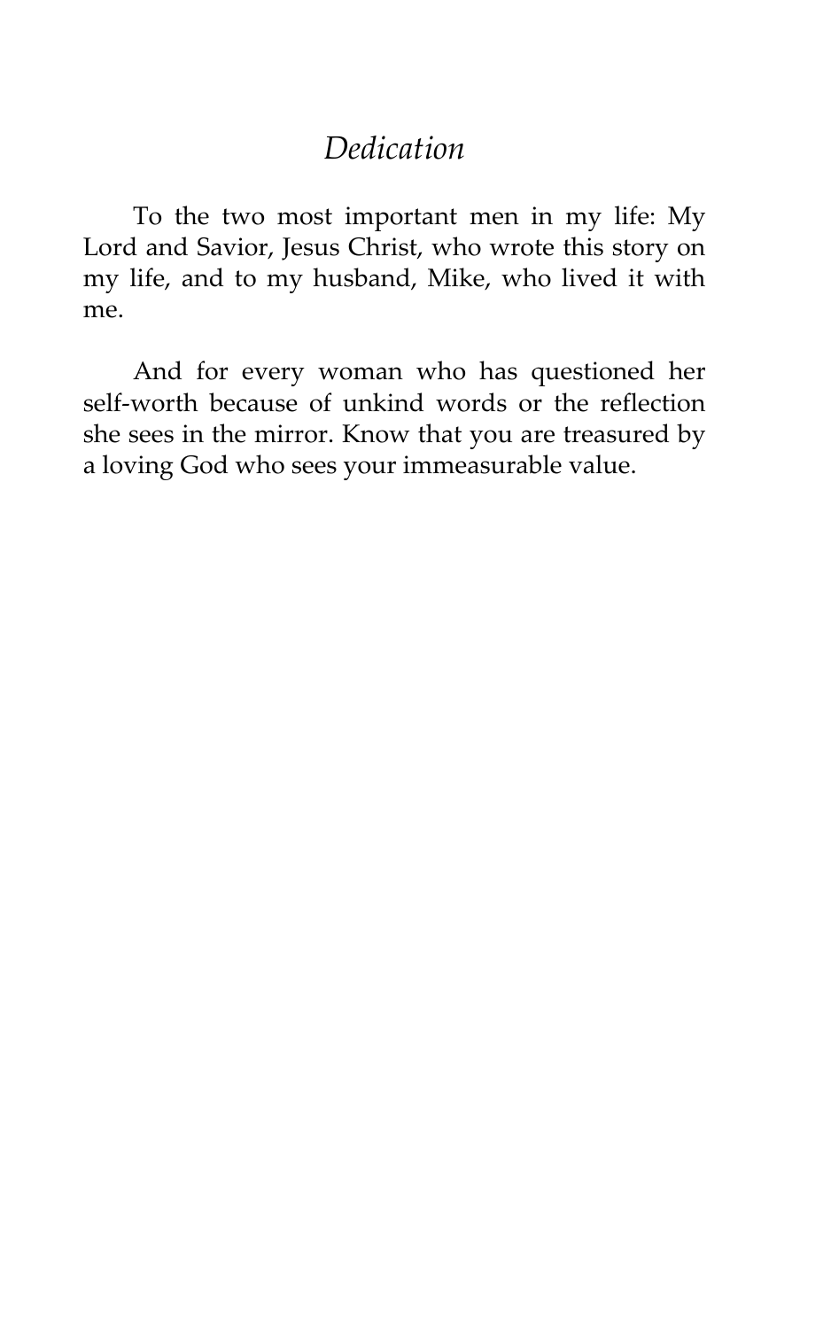# *Dedication*

To the two most important men in my life: My Lord and Savior, Jesus Christ, who wrote this story on my life, and to my husband, Mike, who lived it with me.

And for every woman who has questioned her self-worth because of unkind words or the reflection she sees in the mirror. Know that you are treasured by a loving God who sees your immeasurable value.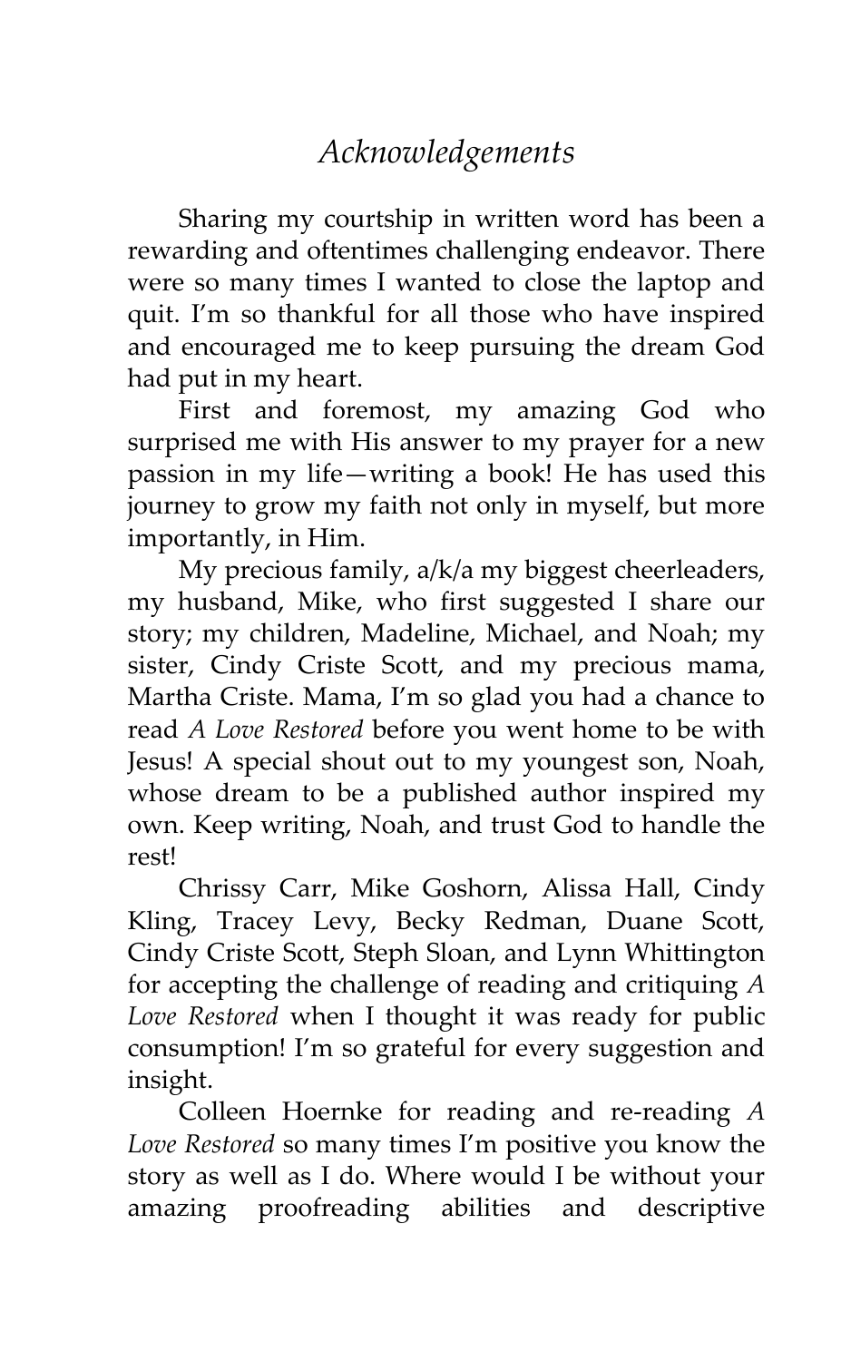# *Acknowledgements*

Sharing my courtship in written word has been a rewarding and oftentimes challenging endeavor. There were so many times I wanted to close the laptop and quit. I'm so thankful for all those who have inspired and encouraged me to keep pursuing the dream God had put in my heart.

First and foremost, my amazing God who surprised me with His answer to my prayer for a new passion in my life—writing a book! He has used this journey to grow my faith not only in myself, but more importantly, in Him.

My precious family, a/k/a my biggest cheerleaders, my husband, Mike, who first suggested I share our story; my children, Madeline, Michael, and Noah; my sister, Cindy Criste Scott, and my precious mama, Martha Criste. Mama, I'm so glad you had a chance to read *A Love Restored* before you went home to be with Jesus! A special shout out to my youngest son, Noah, whose dream to be a published author inspired my own. Keep writing, Noah, and trust God to handle the rest!

Chrissy Carr, Mike Goshorn, Alissa Hall, Cindy Kling, Tracey Levy, Becky Redman, Duane Scott, Cindy Criste Scott, Steph Sloan, and Lynn Whittington for accepting the challenge of reading and critiquing *A Love Restored* when I thought it was ready for public consumption! I'm so grateful for every suggestion and insight.

Colleen Hoernke for reading and re-reading *A Love Restored* so many times I'm positive you know the story as well as I do. Where would I be without your amazing proofreading abilities and descriptive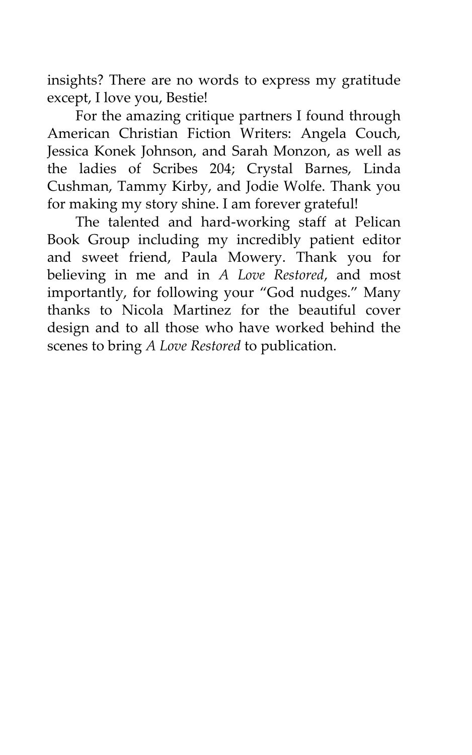insights? There are no words to express my gratitude except, I love you, Bestie!

For the amazing critique partners I found through American Christian Fiction Writers: Angela Couch, Jessica Konek Johnson, and Sarah Monzon, as well as the ladies of Scribes 204; Crystal Barnes, Linda Cushman, Tammy Kirby, and Jodie Wolfe. Thank you for making my story shine. I am forever grateful!

The talented and hard-working staff at Pelican Book Group including my incredibly patient editor and sweet friend, Paula Mowery. Thank you for believing in me and in *A Love Restored*, and most importantly, for following your "God nudges." Many thanks to Nicola Martinez for the beautiful cover design and to all those who have worked behind the scenes to bring *A Love Restored* to publication.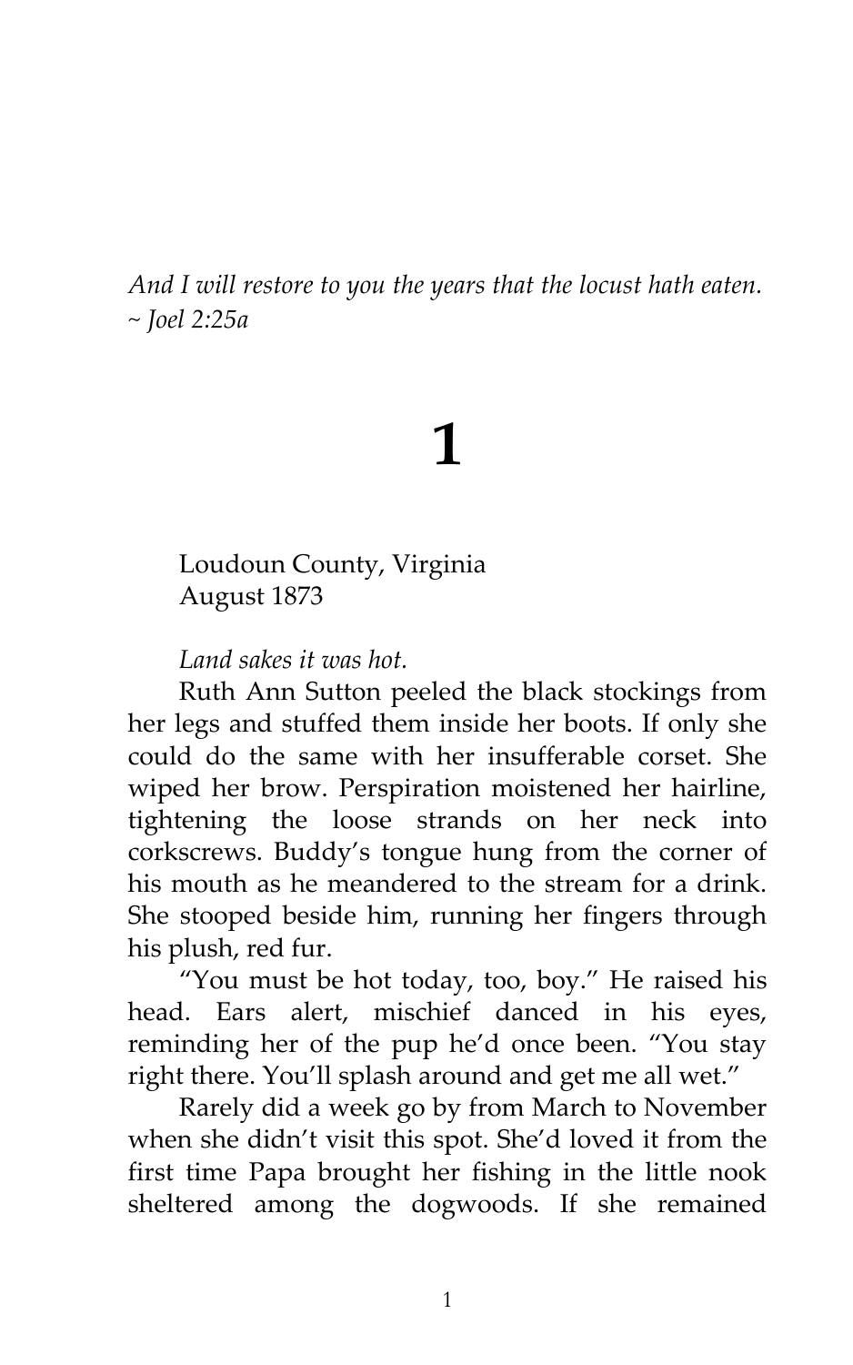*And I will restore to you the years that the locust hath eaten.*
*~ Joel 2:25a*

# 1

Loudoun County, Virginia
August 1873

*Land sakes it was hot.*

Ruth Ann Sutton peeled the black stockings from her legs and stuffed them inside her boots. If only she could do the same with her insufferable corset. She wiped her brow. Perspiration moistened her hairline, tightening the loose strands on her neck into corkscrews. Buddy's tongue hung from the corner of his mouth as he meandered to the stream for a drink. She stooped beside him, running her fingers through his plush, red fur.

"You must be hot today, too, boy." He raised his head. Ears alert, mischief danced in his eyes, reminding her of the pup he'd once been. "You stay right there. You'll splash around and get me all wet."

Rarely did a week go by from March to November when she didn't visit this spot. She'd loved it from the first time Papa brought her fishing in the little nook sheltered among the dogwoods. If she remained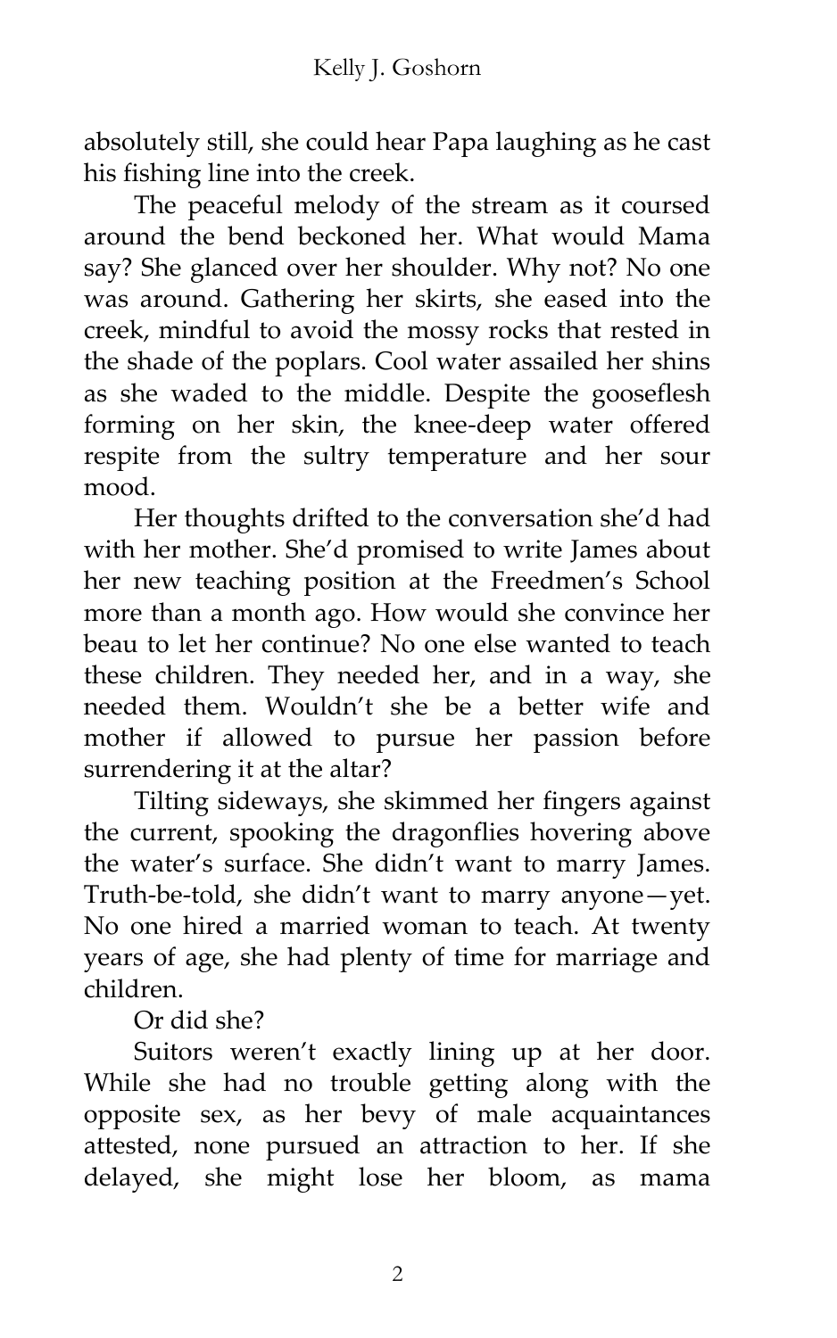absolutely still, she could hear Papa laughing as he cast his fishing line into the creek.

The peaceful melody of the stream as it coursed around the bend beckoned her. What would Mama say? She glanced over her shoulder. Why not? No one was around. Gathering her skirts, she eased into the creek, mindful to avoid the mossy rocks that rested in the shade of the poplars. Cool water assailed her shins as she waded to the middle. Despite the gooseflesh forming on her skin, the knee-deep water offered respite from the sultry temperature and her sour mood.

Her thoughts drifted to the conversation she'd had with her mother. She'd promised to write James about her new teaching position at the Freedmen's School more than a month ago. How would she convince her beau to let her continue? No one else wanted to teach these children. They needed her, and in a way, she needed them. Wouldn't she be a better wife and mother if allowed to pursue her passion before surrendering it at the altar?

Tilting sideways, she skimmed her fingers against the current, spooking the dragonflies hovering above the water's surface. She didn't want to marry James. Truth-be-told, she didn't want to marry anyone—yet. No one hired a married woman to teach. At twenty years of age, she had plenty of time for marriage and children.

Or did she?

Suitors weren't exactly lining up at her door. While she had no trouble getting along with the opposite sex, as her bevy of male acquaintances attested, none pursued an attraction to her. If she delayed, she might lose her bloom, as mama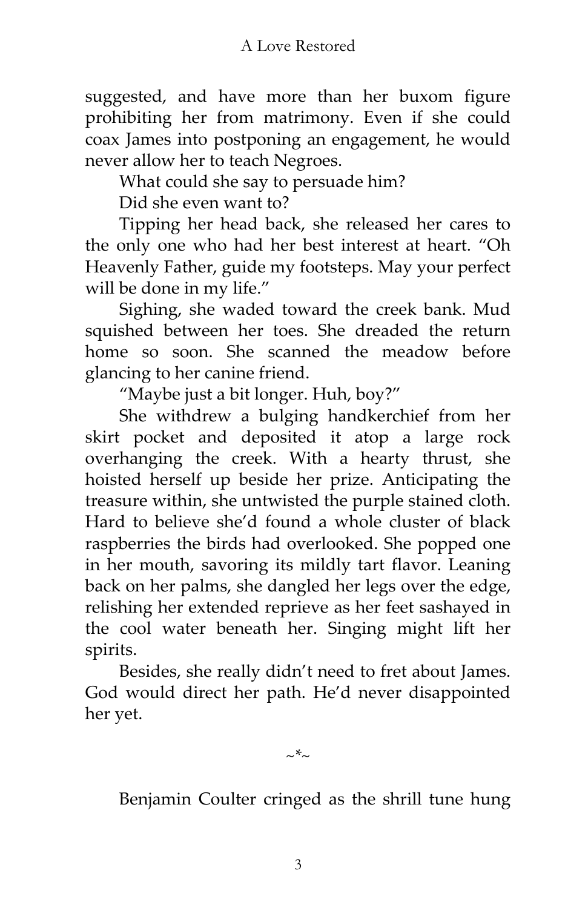suggested, and have more than her buxom figure prohibiting her from matrimony. Even if she could coax James into postponing an engagement, he would never allow her to teach Negroes.

What could she say to persuade him?

Did she even want to?

Tipping her head back, she released her cares to the only one who had her best interest at heart. "Oh Heavenly Father, guide my footsteps. May your perfect will be done in my life."

Sighing, she waded toward the creek bank. Mud squished between her toes. She dreaded the return home so soon. She scanned the meadow before glancing to her canine friend.

"Maybe just a bit longer. Huh, boy?"

She withdrew a bulging handkerchief from her skirt pocket and deposited it atop a large rock overhanging the creek. With a hearty thrust, she hoisted herself up beside her prize. Anticipating the treasure within, she untwisted the purple stained cloth. Hard to believe she'd found a whole cluster of black raspberries the birds had overlooked. She popped one in her mouth, savoring its mildly tart flavor. Leaning back on her palms, she dangled her legs over the edge, relishing her extended reprieve as her feet sashayed in the cool water beneath her. Singing might lift her spirits.

Besides, she really didn't need to fret about James. God would direct her path. He'd never disappointed her yet.

~*~

Benjamin Coulter cringed as the shrill tune hung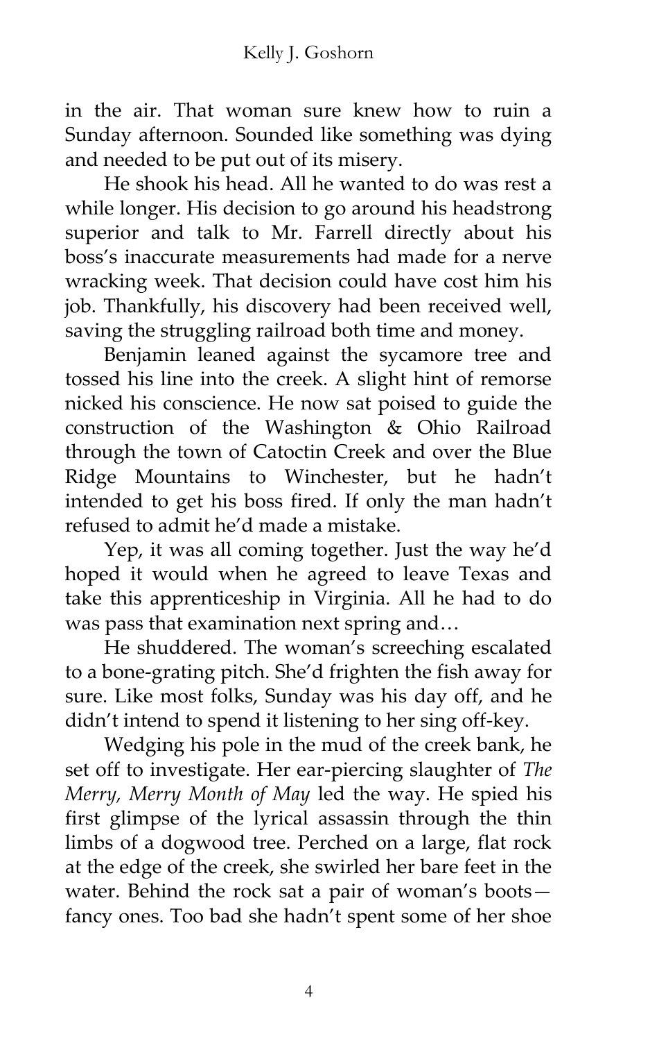in the air. That woman sure knew how to ruin a Sunday afternoon. Sounded like something was dying and needed to be put out of its misery.

He shook his head. All he wanted to do was rest a while longer. His decision to go around his headstrong superior and talk to Mr. Farrell directly about his boss's inaccurate measurements had made for a nerve wracking week. That decision could have cost him his job. Thankfully, his discovery had been received well, saving the struggling railroad both time and money.

Benjamin leaned against the sycamore tree and tossed his line into the creek. A slight hint of remorse nicked his conscience. He now sat poised to guide the construction of the Washington & Ohio Railroad through the town of Catoctin Creek and over the Blue Ridge Mountains to Winchester, but he hadn't intended to get his boss fired. If only the man hadn't refused to admit he'd made a mistake.

Yep, it was all coming together. Just the way he'd hoped it would when he agreed to leave Texas and take this apprenticeship in Virginia. All he had to do was pass that examination next spring and…

He shuddered. The woman's screeching escalated to a bone-grating pitch. She'd frighten the fish away for sure. Like most folks, Sunday was his day off, and he didn't intend to spend it listening to her sing off-key.

Wedging his pole in the mud of the creek bank, he set off to investigate. Her ear-piercing slaughter of *The Merry, Merry Month of May* led the way. He spied his first glimpse of the lyrical assassin through the thin limbs of a dogwood tree. Perched on a large, flat rock at the edge of the creek, she swirled her bare feet in the water. Behind the rock sat a pair of woman's boots—fancy ones. Too bad she hadn't spent some of her shoe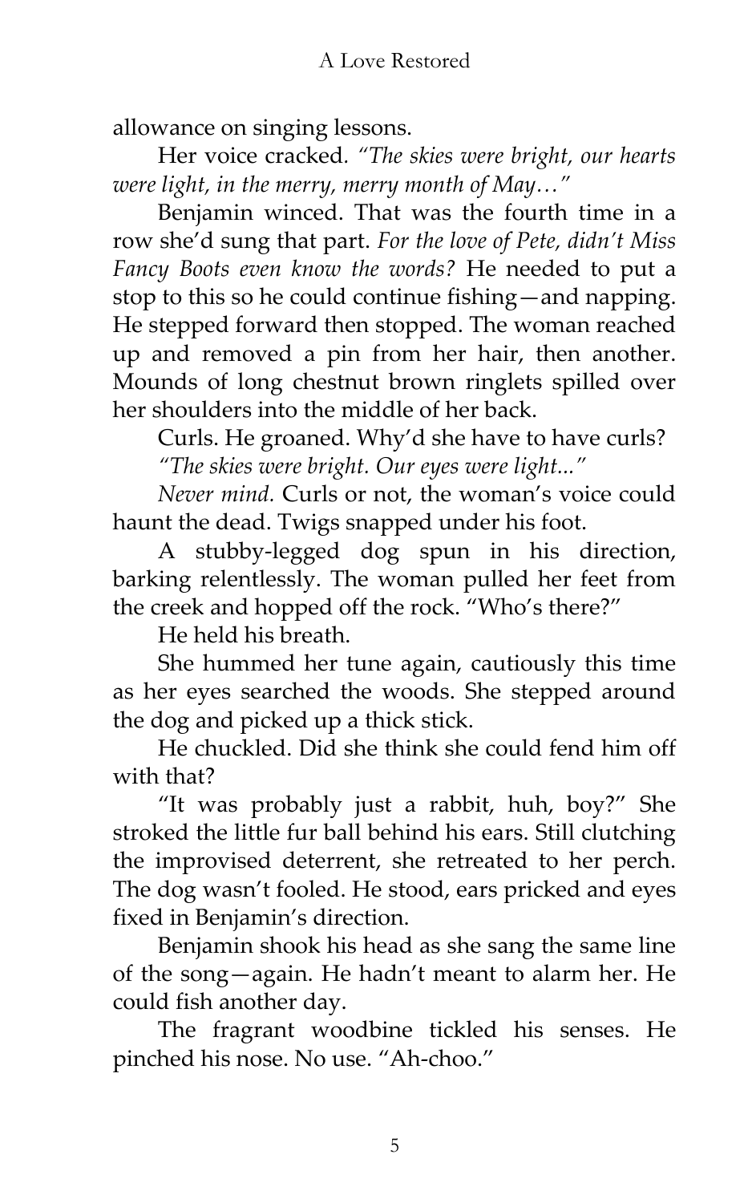allowance on singing lessons.

Her voice cracked. *"The skies were bright, our hearts were light, in the merry, merry month of May…"*

Benjamin winced. That was the fourth time in a row she'd sung that part. *For the love of Pete, didn't Miss Fancy Boots even know the words?* He needed to put a stop to this so he could continue fishing—and napping. He stepped forward then stopped. The woman reached up and removed a pin from her hair, then another. Mounds of long chestnut brown ringlets spilled over her shoulders into the middle of her back.

Curls. He groaned. Why'd she have to have curls?

*"The skies were bright. Our eyes were light..."*

*Never mind.* Curls or not, the woman's voice could haunt the dead. Twigs snapped under his foot.

A stubby-legged dog spun in his direction, barking relentlessly. The woman pulled her feet from the creek and hopped off the rock. "Who's there?"

He held his breath.

She hummed her tune again, cautiously this time as her eyes searched the woods. She stepped around the dog and picked up a thick stick.

He chuckled. Did she think she could fend him off with that?

"It was probably just a rabbit, huh, boy?" She stroked the little fur ball behind his ears. Still clutching the improvised deterrent, she retreated to her perch. The dog wasn't fooled. He stood, ears pricked and eyes fixed in Benjamin's direction.

Benjamin shook his head as she sang the same line of the song—again. He hadn't meant to alarm her. He could fish another day.

The fragrant woodbine tickled his senses. He pinched his nose. No use. "Ah-choo."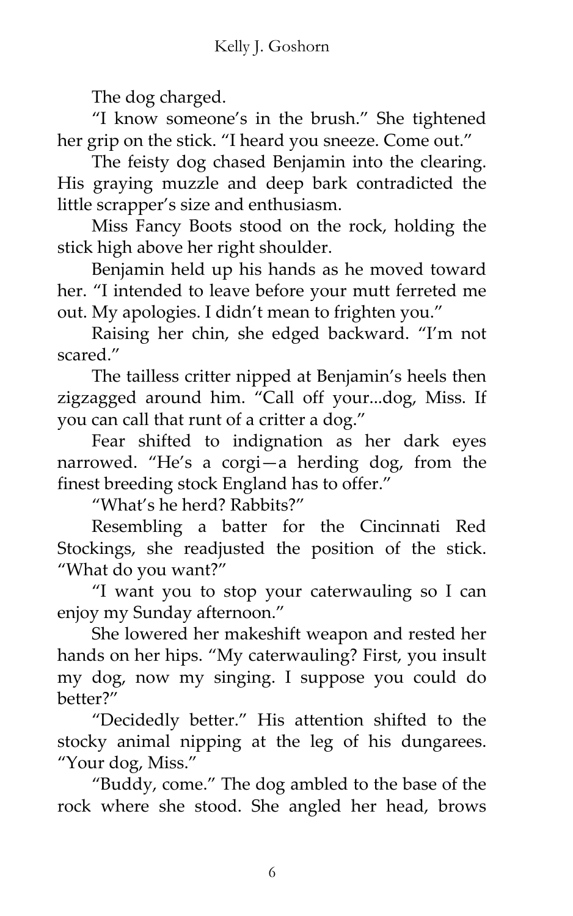The dog charged.

"I know someone's in the brush." She tightened her grip on the stick. "I heard you sneeze. Come out."

The feisty dog chased Benjamin into the clearing. His graying muzzle and deep bark contradicted the little scrapper's size and enthusiasm.

Miss Fancy Boots stood on the rock, holding the stick high above her right shoulder.

Benjamin held up his hands as he moved toward her. "I intended to leave before your mutt ferreted me out. My apologies. I didn't mean to frighten you."

Raising her chin, she edged backward. "I'm not scared."

The tailless critter nipped at Benjamin's heels then zigzagged around him. "Call off your...dog, Miss. If you can call that runt of a critter a dog."

Fear shifted to indignation as her dark eyes narrowed. "He's a corgi—a herding dog, from the finest breeding stock England has to offer."

"What's he herd? Rabbits?"

Resembling a batter for the Cincinnati Red Stockings, she readjusted the position of the stick. "What do you want?"

"I want you to stop your caterwauling so I can enjoy my Sunday afternoon."

She lowered her makeshift weapon and rested her hands on her hips. "My caterwauling? First, you insult my dog, now my singing. I suppose you could do better?"

"Decidedly better." His attention shifted to the stocky animal nipping at the leg of his dungarees. "Your dog, Miss."

"Buddy, come." The dog ambled to the base of the rock where she stood. She angled her head, brows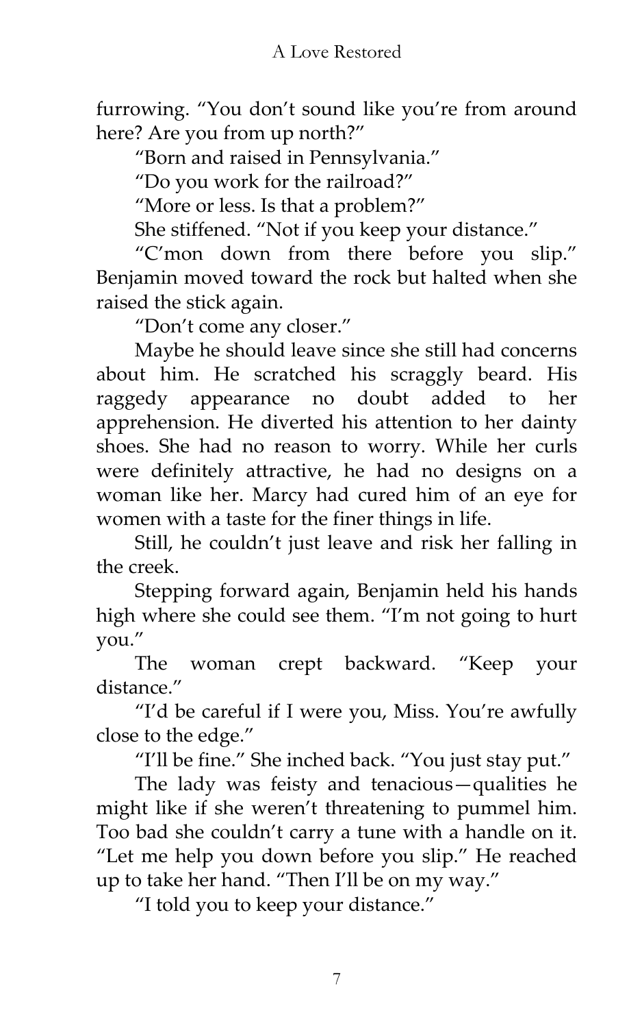furrowing. "You don't sound like you're from around here? Are you from up north?"

"Born and raised in Pennsylvania."

"Do you work for the railroad?"

"More or less. Is that a problem?"

She stiffened. "Not if you keep your distance."

"C'mon down from there before you slip." Benjamin moved toward the rock but halted when she raised the stick again.

"Don't come any closer."

Maybe he should leave since she still had concerns about him. He scratched his scraggly beard. His raggedy appearance no doubt added to her apprehension. He diverted his attention to her dainty shoes. She had no reason to worry. While her curls were definitely attractive, he had no designs on a woman like her. Marcy had cured him of an eye for women with a taste for the finer things in life.

Still, he couldn't just leave and risk her falling in the creek.

Stepping forward again, Benjamin held his hands high where she could see them. "I'm not going to hurt you."

The woman crept backward. "Keep your distance."

"I'd be careful if I were you, Miss. You're awfully close to the edge."

"I'll be fine." She inched back. "You just stay put."

The lady was feisty and tenacious—qualities he might like if she weren't threatening to pummel him. Too bad she couldn't carry a tune with a handle on it. "Let me help you down before you slip." He reached up to take her hand. "Then I'll be on my way."

"I told you to keep your distance."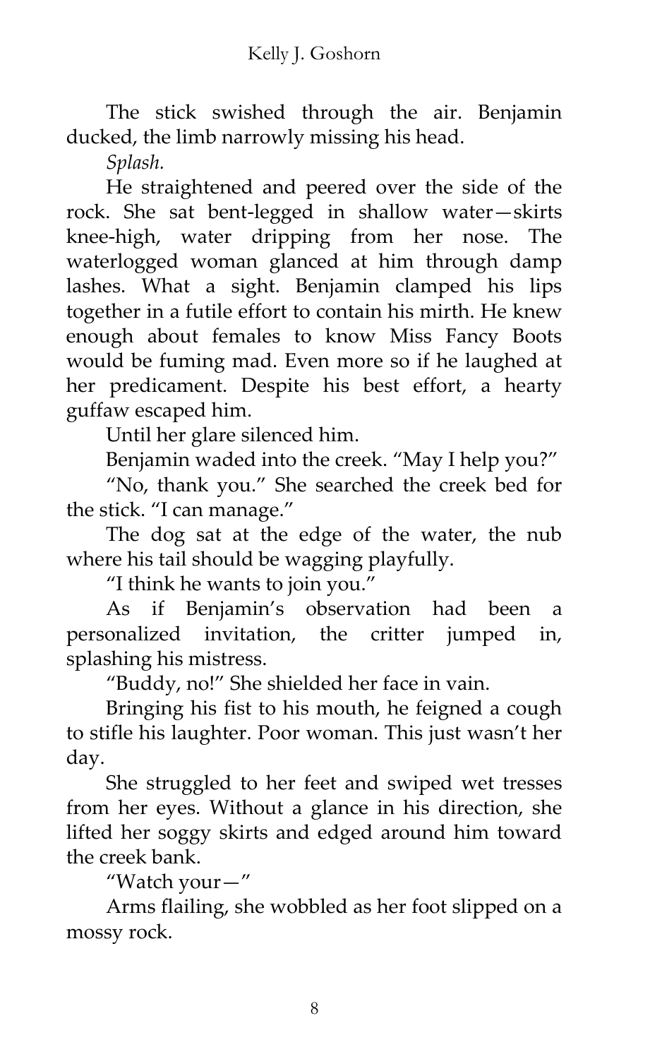The stick swished through the air. Benjamin ducked, the limb narrowly missing his head.

*Splash.*

He straightened and peered over the side of the rock. She sat bent-legged in shallow water—skirts knee-high, water dripping from her nose. The waterlogged woman glanced at him through damp lashes. What a sight. Benjamin clamped his lips together in a futile effort to contain his mirth. He knew enough about females to know Miss Fancy Boots would be fuming mad. Even more so if he laughed at her predicament. Despite his best effort, a hearty guffaw escaped him.

Until her glare silenced him.

Benjamin waded into the creek. "May I help you?"

"No, thank you." She searched the creek bed for the stick. "I can manage."

The dog sat at the edge of the water, the nub where his tail should be wagging playfully.

"I think he wants to join you."

As if Benjamin's observation had been a personalized invitation, the critter jumped in, splashing his mistress.

"Buddy, no!" She shielded her face in vain.

Bringing his fist to his mouth, he feigned a cough to stifle his laughter. Poor woman. This just wasn't her day.

She struggled to her feet and swiped wet tresses from her eyes. Without a glance in his direction, she lifted her soggy skirts and edged around him toward the creek bank.

"Watch your—"

Arms flailing, she wobbled as her foot slipped on a mossy rock.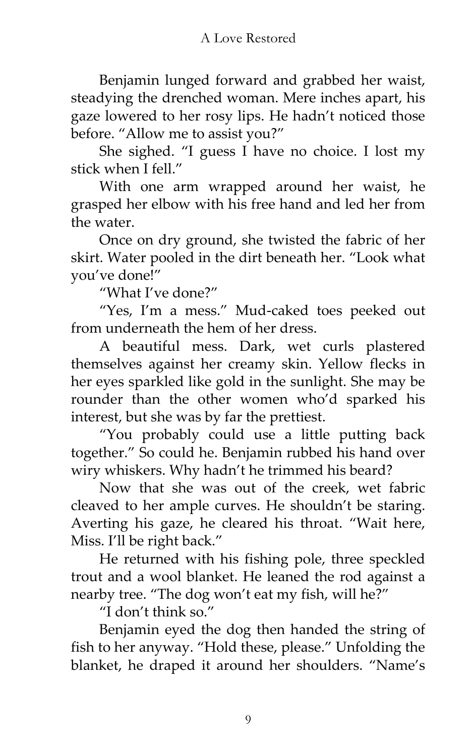Benjamin lunged forward and grabbed her waist, steadying the drenched woman. Mere inches apart, his gaze lowered to her rosy lips. He hadn't noticed those before. "Allow me to assist you?"

She sighed. "I guess I have no choice. I lost my stick when I fell."

With one arm wrapped around her waist, he grasped her elbow with his free hand and led her from the water.

Once on dry ground, she twisted the fabric of her skirt. Water pooled in the dirt beneath her. "Look what you've done!"

"What I've done?"

"Yes, I'm a mess." Mud-caked toes peeked out from underneath the hem of her dress.

A beautiful mess. Dark, wet curls plastered themselves against her creamy skin. Yellow flecks in her eyes sparkled like gold in the sunlight. She may be rounder than the other women who'd sparked his interest, but she was by far the prettiest.

"You probably could use a little putting back together." So could he. Benjamin rubbed his hand over wiry whiskers. Why hadn't he trimmed his beard?

Now that she was out of the creek, wet fabric cleaved to her ample curves. He shouldn't be staring. Averting his gaze, he cleared his throat. "Wait here, Miss. I'll be right back."

He returned with his fishing pole, three speckled trout and a wool blanket. He leaned the rod against a nearby tree. "The dog won't eat my fish, will he?"

"I don't think so."

Benjamin eyed the dog then handed the string of fish to her anyway. "Hold these, please." Unfolding the blanket, he draped it around her shoulders. "Name's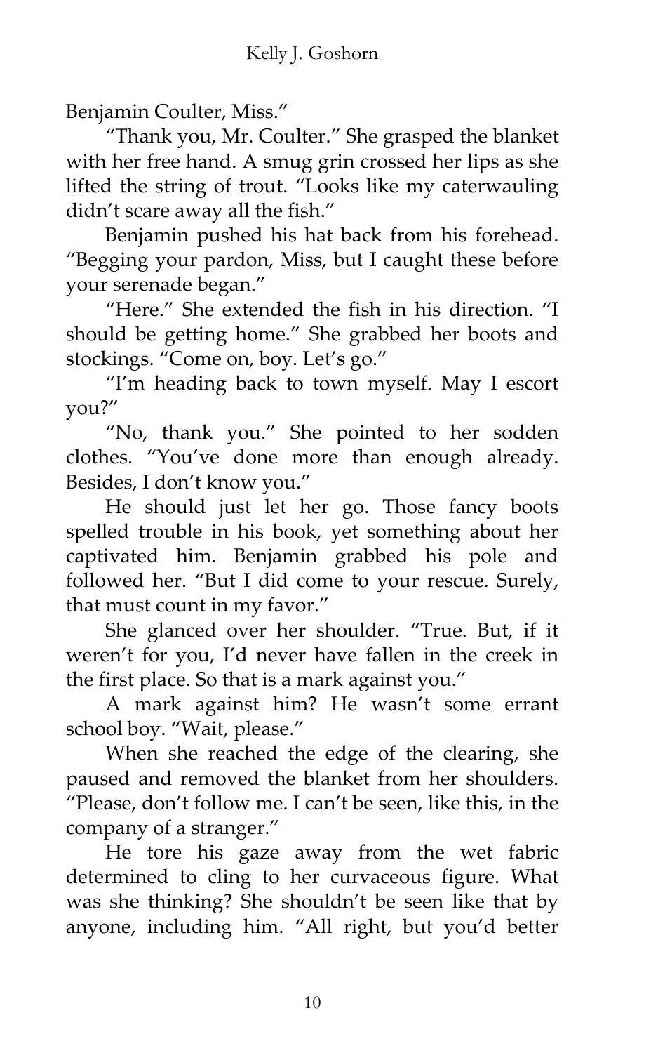Benjamin Coulter, Miss."

"Thank you, Mr. Coulter." She grasped the blanket with her free hand. A smug grin crossed her lips as she lifted the string of trout. "Looks like my caterwauling didn't scare away all the fish."

Benjamin pushed his hat back from his forehead. "Begging your pardon, Miss, but I caught these before your serenade began."

"Here." She extended the fish in his direction. "I should be getting home." She grabbed her boots and stockings. "Come on, boy. Let's go."

"I'm heading back to town myself. May I escort you?"

"No, thank you." She pointed to her sodden clothes. "You've done more than enough already. Besides, I don't know you."

He should just let her go. Those fancy boots spelled trouble in his book, yet something about her captivated him. Benjamin grabbed his pole and followed her. "But I did come to your rescue. Surely, that must count in my favor."

She glanced over her shoulder. "True. But, if it weren't for you, I'd never have fallen in the creek in the first place. So that is a mark against you."

A mark against him? He wasn't some errant school boy. "Wait, please."

When she reached the edge of the clearing, she paused and removed the blanket from her shoulders. "Please, don't follow me. I can't be seen, like this, in the company of a stranger."

He tore his gaze away from the wet fabric determined to cling to her curvaceous figure. What was she thinking? She shouldn't be seen like that by anyone, including him. "All right, but you'd better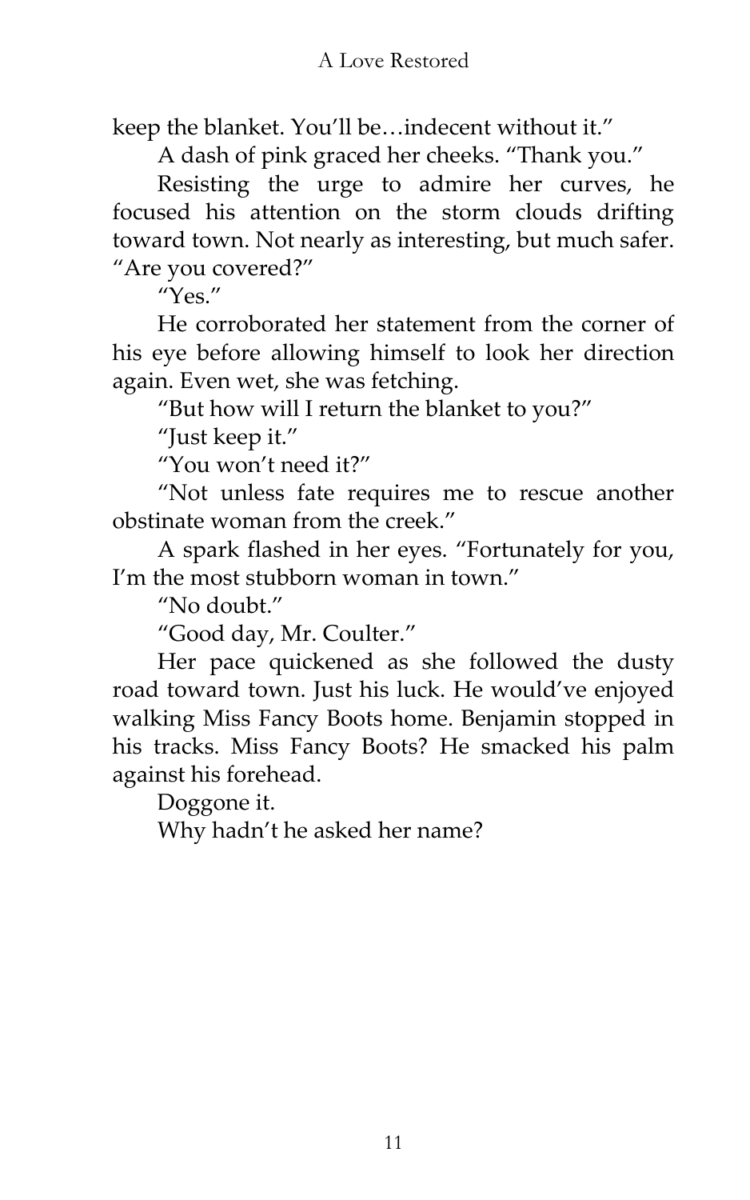keep the blanket. You'll be…indecent without it."

A dash of pink graced her cheeks. "Thank you."

Resisting the urge to admire her curves, he focused his attention on the storm clouds drifting toward town. Not nearly as interesting, but much safer. "Are you covered?"

"Yes."

He corroborated her statement from the corner of his eye before allowing himself to look her direction again. Even wet, she was fetching.

"But how will I return the blanket to you?"

"Just keep it."

"You won't need it?"

"Not unless fate requires me to rescue another obstinate woman from the creek."

A spark flashed in her eyes. "Fortunately for you, I'm the most stubborn woman in town."

"No doubt."

"Good day, Mr. Coulter."

Her pace quickened as she followed the dusty road toward town. Just his luck. He would've enjoyed walking Miss Fancy Boots home. Benjamin stopped in his tracks. Miss Fancy Boots? He smacked his palm against his forehead.

Doggone it.

Why hadn't he asked her name?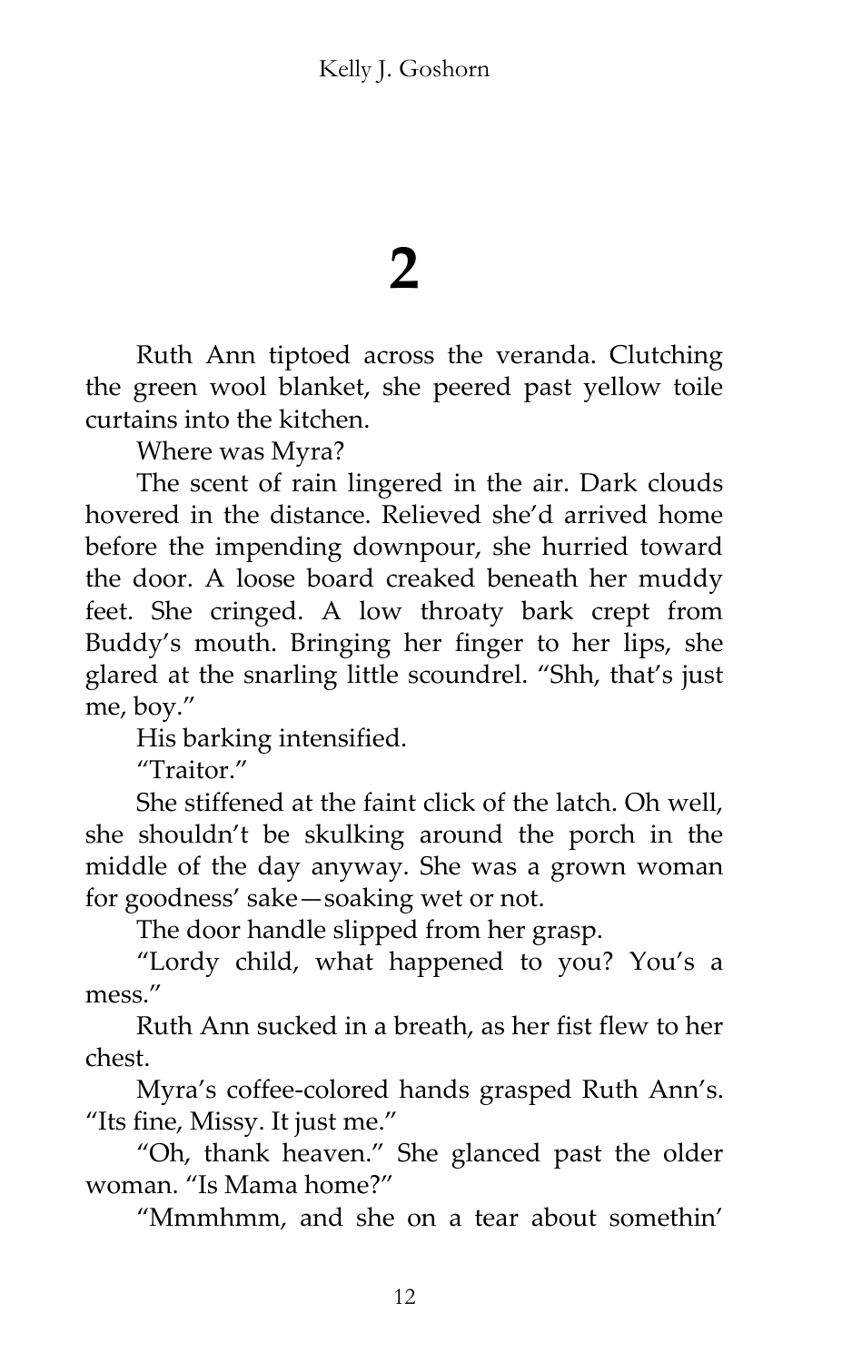# 2

Ruth Ann tiptoed across the veranda. Clutching the green wool blanket, she peered past yellow toile curtains into the kitchen.

Where was Myra?

The scent of rain lingered in the air. Dark clouds hovered in the distance. Relieved she'd arrived home before the impending downpour, she hurried toward the door. A loose board creaked beneath her muddy feet. She cringed. A low throaty bark crept from Buddy's mouth. Bringing her finger to her lips, she glared at the snarling little scoundrel. "Shh, that's just me, boy."

His barking intensified.

"Traitor."

She stiffened at the faint click of the latch. Oh well, she shouldn't be skulking around the porch in the middle of the day anyway. She was a grown woman for goodness' sake—soaking wet or not.

The door handle slipped from her grasp.

"Lordy child, what happened to you? You's a mess."

Ruth Ann sucked in a breath, as her fist flew to her chest.

Myra's coffee-colored hands grasped Ruth Ann's. "Its fine, Missy. It just me."

"Oh, thank heaven." She glanced past the older woman. "Is Mama home?"

"Mmmhmm, and she on a tear about somethin'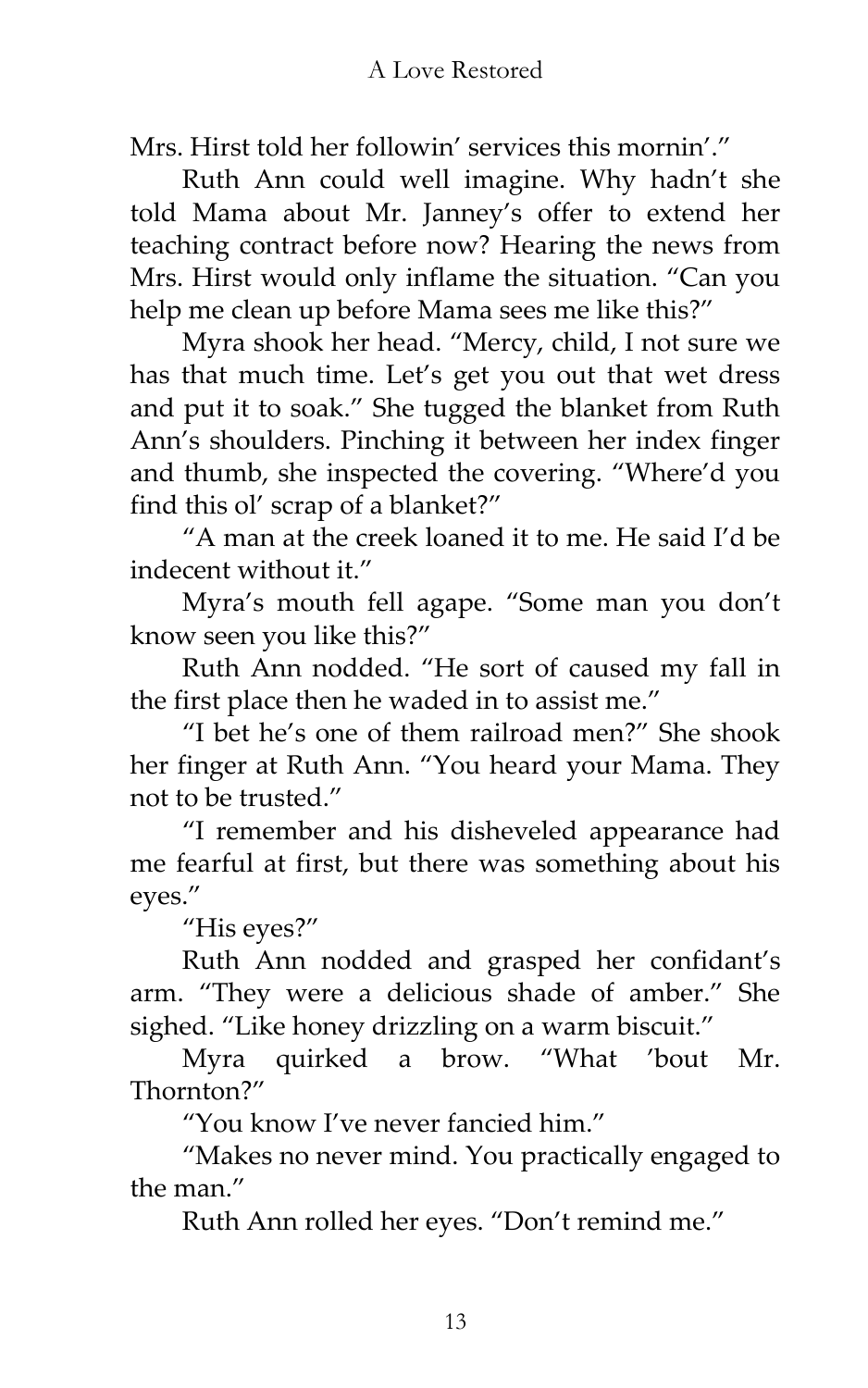Mrs. Hirst told her followin' services this mornin'."

Ruth Ann could well imagine. Why hadn't she told Mama about Mr. Janney's offer to extend her teaching contract before now? Hearing the news from Mrs. Hirst would only inflame the situation. "Can you help me clean up before Mama sees me like this?"

Myra shook her head. "Mercy, child, I not sure we has that much time. Let's get you out that wet dress and put it to soak." She tugged the blanket from Ruth Ann's shoulders. Pinching it between her index finger and thumb, she inspected the covering. "Where'd you find this ol' scrap of a blanket?"

"A man at the creek loaned it to me. He said I'd be indecent without it."

Myra's mouth fell agape. "Some man you don't know seen you like this?"

Ruth Ann nodded. "He sort of caused my fall in the first place then he waded in to assist me."

"I bet he's one of them railroad men?" She shook her finger at Ruth Ann. "You heard your Mama. They not to be trusted."

"I remember and his disheveled appearance had me fearful at first, but there was something about his eyes."

"His eyes?"

Ruth Ann nodded and grasped her confidant's arm. "They were a delicious shade of amber." She sighed. "Like honey drizzling on a warm biscuit."

Myra quirked a brow. "What 'bout Mr. Thornton?"

"You know I've never fancied him."

"Makes no never mind. You practically engaged to the man."

Ruth Ann rolled her eyes. "Don't remind me."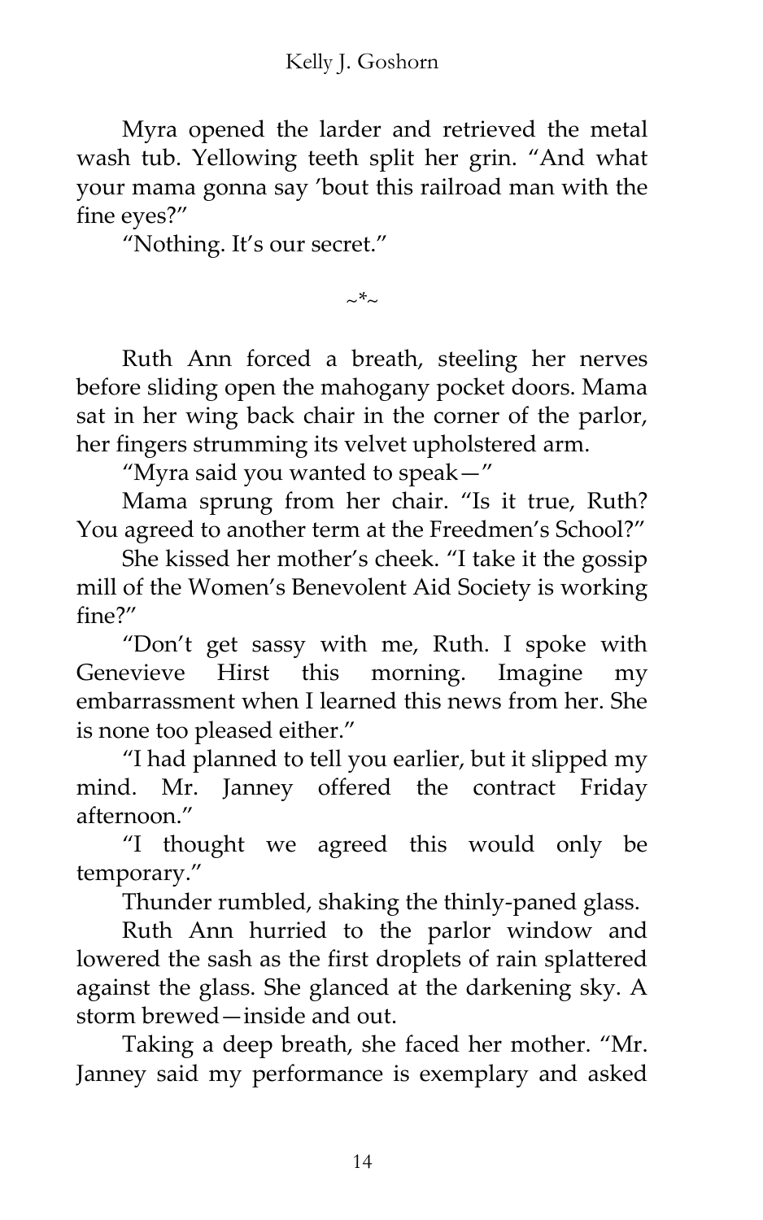Myra opened the larder and retrieved the metal wash tub. Yellowing teeth split her grin. “And what your mama gonna say ’bout this railroad man with the fine eyes?”

“Nothing. It’s our secret.”

~*~

Ruth Ann forced a breath, steeling her nerves before sliding open the mahogany pocket doors. Mama sat in her wing back chair in the corner of the parlor, her fingers strumming its velvet upholstered arm.

“Myra said you wanted to speak—”

Mama sprung from her chair. “Is it true, Ruth? You agreed to another term at the Freedmen’s School?”

She kissed her mother’s cheek. “I take it the gossip mill of the Women’s Benevolent Aid Society is working fine?”

“Don’t get sassy with me, Ruth. I spoke with Genevieve Hirst this morning. Imagine my embarrassment when I learned this news from her. She is none too pleased either.”

“I had planned to tell you earlier, but it slipped my mind. Mr. Janney offered the contract Friday afternoon.”

“I thought we agreed this would only be temporary.”

Thunder rumbled, shaking the thinly-paned glass.

Ruth Ann hurried to the parlor window and lowered the sash as the first droplets of rain splattered against the glass. She glanced at the darkening sky. A storm brewed—inside and out.

Taking a deep breath, she faced her mother. “Mr. Janney said my performance is exemplary and asked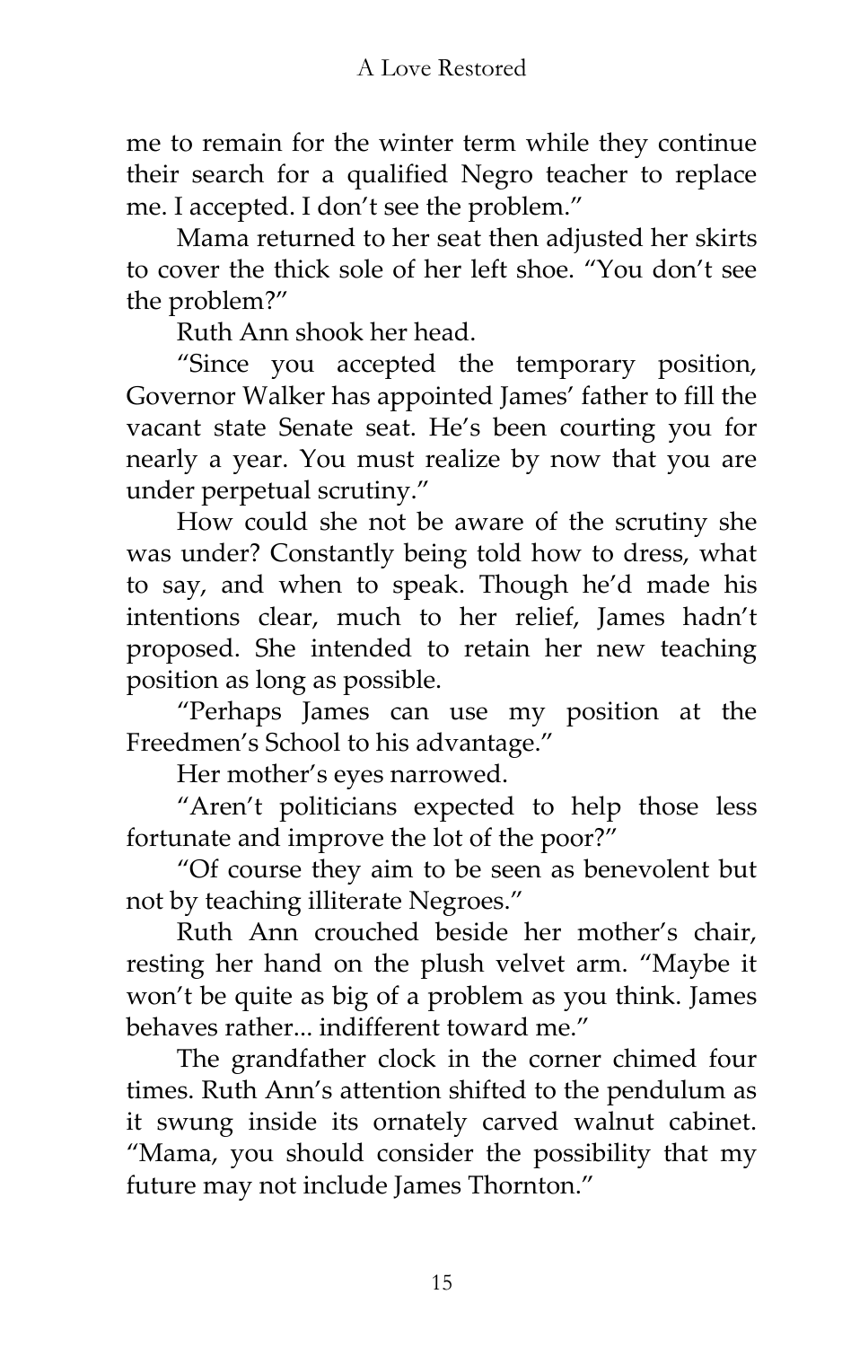me to remain for the winter term while they continue their search for a qualified Negro teacher to replace me. I accepted. I don't see the problem."

Mama returned to her seat then adjusted her skirts to cover the thick sole of her left shoe. "You don't see the problem?"

Ruth Ann shook her head.

"Since you accepted the temporary position, Governor Walker has appointed James' father to fill the vacant state Senate seat. He's been courting you for nearly a year. You must realize by now that you are under perpetual scrutiny."

How could she not be aware of the scrutiny she was under? Constantly being told how to dress, what to say, and when to speak. Though he'd made his intentions clear, much to her relief, James hadn't proposed. She intended to retain her new teaching position as long as possible.

"Perhaps James can use my position at the Freedmen's School to his advantage."

Her mother's eyes narrowed.

"Aren't politicians expected to help those less fortunate and improve the lot of the poor?"

"Of course they aim to be seen as benevolent but not by teaching illiterate Negroes."

Ruth Ann crouched beside her mother's chair, resting her hand on the plush velvet arm. "Maybe it won't be quite as big of a problem as you think. James behaves rather... indifferent toward me."

The grandfather clock in the corner chimed four times. Ruth Ann's attention shifted to the pendulum as it swung inside its ornately carved walnut cabinet. "Mama, you should consider the possibility that my future may not include James Thornton."